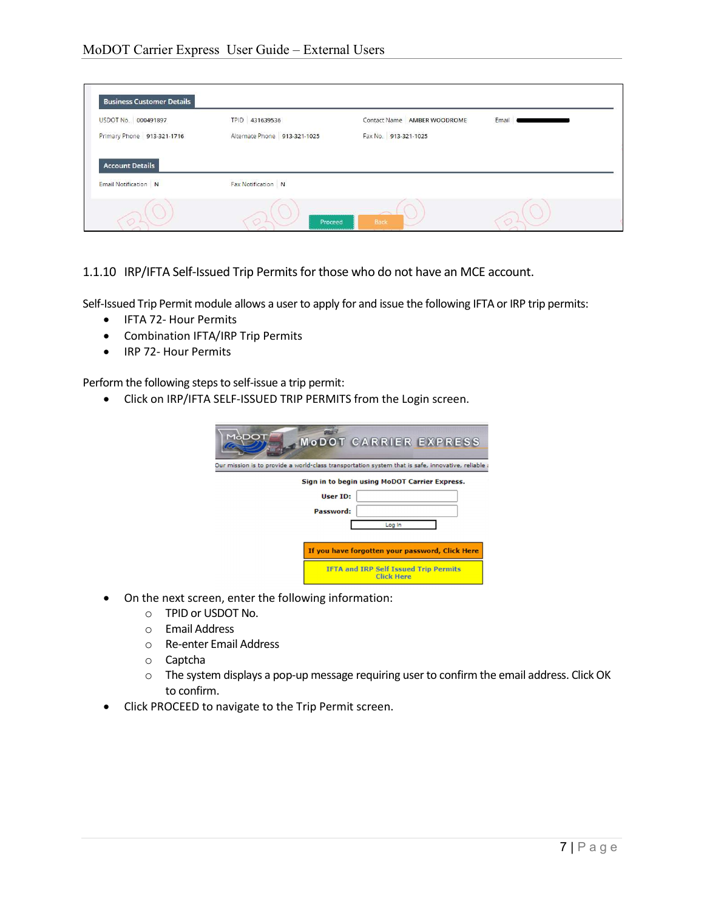| Business Customer Details | | | | | | | |
|---|---|---|---|---|---|---|---|
| USDOT No. | 000491897 | TPID | 431639536 | Contact Name | AMBER WOODROME | Email | |
| Primary Phone | 913-321-1716 | Alternate Phone | 913-321-1025 | Fax No. | 913-321-1025 | | |

| Account Details | | | |
|---|---|---|---|
| Email Notification | N | Fax Notification | N |

Proceed | Back

### 1.1.10 IRP/IFTA Self-Issued Trip Permits for those who do not have an MCE account.

Self-Issued Trip Permit module allows a user to apply for and issue the following IFTA or IRP trip permits:

- IFTA 72- Hour Permits
- Combination IFTA/IRP Trip Permits
- IRP 72- Hour Permits

Perform the following steps to self-issue a trip permit:

- Click on IRP/IFTA SELF-ISSUED TRIP PERMITS from the Login screen.

MoDOT CARRIER EXPRESS

Our mission is to provide a world-class transportation system that is safe, innovative, reliable

Sign in to begin using MoDOT Carrier Express.

User ID:

Password:

Log In

If you have forgotten your password, Click Here

IFTA and IRP Self Issued Trip Permits Click Here

- On the next screen, enter the following information:
  - TPID or USDOT No.
  - Email Address
  - Re-enter Email Address
  - Captcha
  - The system displays a pop-up message requiring user to confirm the email address. Click OK to confirm.
- Click PROCEED to navigate to the Trip Permit screen.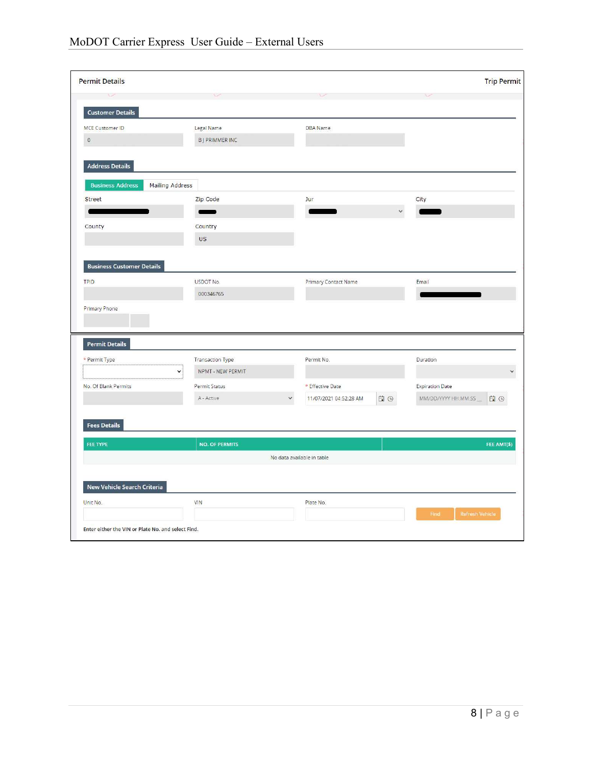Permit Details | Trip Permit

**Customer Details**

| MCE Customer ID | Legal Name | DBA Name |
|---|---|---|
| 0 | B J PRIMMER INC | |

**Address Details**

Business Address | Mailing Address

| Street | Zip Code | Jur | City |
|---|---|---|---|
| | | | |

| County | Country |
|---|---|
| | US |

**Business Customer Details**

| TPID | USDOT No. | Primary Contact Name | Email |
|---|---|---|---|
| | 000346765 | | |

Primary Phone

**Permit Details**

| * Permit Type | Transaction Type | Permit No. | Duration |
|---|---|---|---|
| | NPMT - NEW PERMIT | | |

| No. Of Blank Permits | Permit Status | * Effective Date | Expiration Date |
|---|---|---|---|
| | A - Active | 11/07/2021 04:52:28 AM | MM/DD/YYYY HH:MM:SS __ |

**Fees Details**

| FEE TYPE | NO. OF PERMITS | FEE AMT($) |
|---|---|---|
| No data available in table | | |

**New Vehicle Search Criteria**

| Unit No. | VIN | Plate No. |
|---|---|---|
| | | |

Find | Refresh Vehicle

Enter either the VIN or Plate No. and select Find.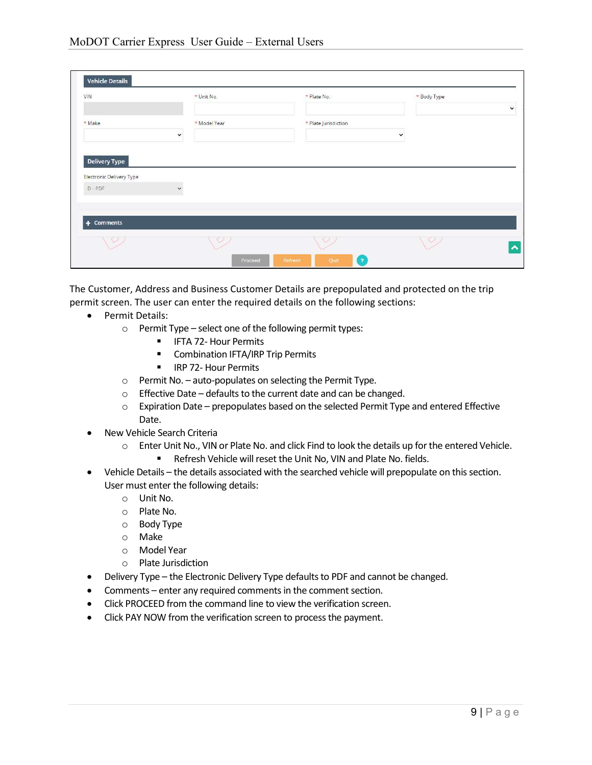The Customer, Address and Business Customer Details are prepopulated and protected on the trip permit screen. The user can enter the required details on the following sections:

- Permit Details:
  - Permit Type – select one of the following permit types:
    - IFTA 72- Hour Permits
    - Combination IFTA/IRP Trip Permits
    - IRP 72- Hour Permits
  - Permit No. – auto-populates on selecting the Permit Type.
  - Effective Date – defaults to the current date and can be changed.
  - Expiration Date – prepopulates based on the selected Permit Type and entered Effective Date.
- New Vehicle Search Criteria
  - Enter Unit No., VIN or Plate No. and click Find to look the details up for the entered Vehicle.
    - Refresh Vehicle will reset the Unit No, VIN and Plate No. fields.
- Vehicle Details – the details associated with the searched vehicle will prepopulate on this section. User must enter the following details:
  - Unit No.
  - Plate No.
  - Body Type
  - Make
  - Model Year
  - Plate Jurisdiction
- Delivery Type – the Electronic Delivery Type defaults to PDF and cannot be changed.
- Comments – enter any required comments in the comment section.
- Click PROCEED from the command line to view the verification screen.
- Click PAY NOW from the verification screen to process the payment.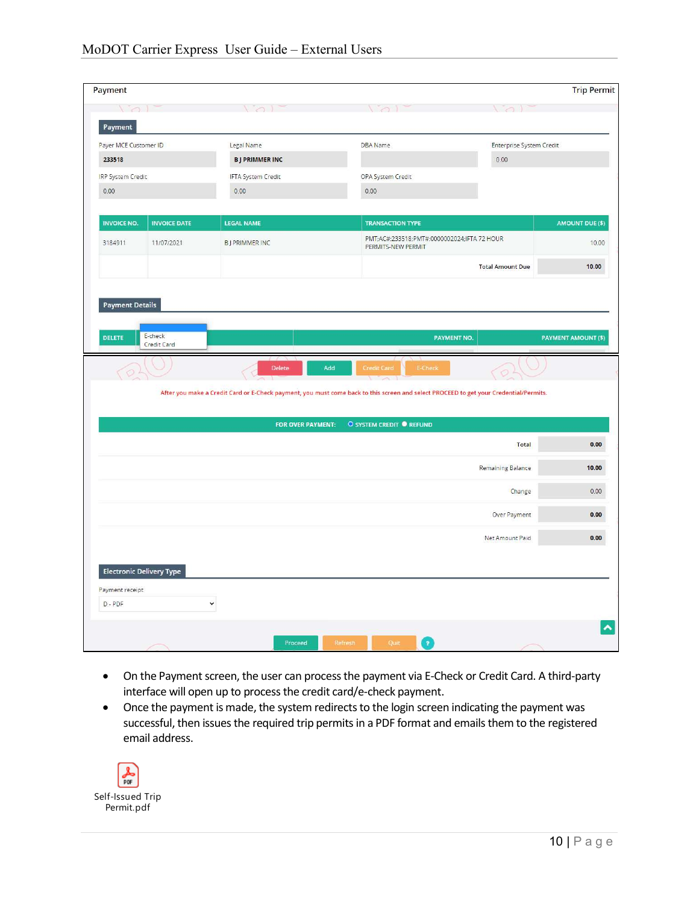Payment

Trip Permit

**Payment**

| Payer MCE Customer ID | Legal Name | DBA Name | Enterprise System Credit |
|---|---|---|---|
| 233518 | B J PRIMMER INC | | 0.00 |
| IRP System Credit | IFTA System Credit | OPA System Credit | |
| 0.00 | 0.00 | 0.00 | |

| INVOICE NO. | INVOICE DATE | LEGAL NAME | TRANSACTION TYPE | AMOUNT DUE ($) |
|---|---|---|---|---|
| 3184911 | 11/07/2021 | B J PRIMMER INC | PMT;AC#:233518;PMT#:0000002024;IFTA 72 HOUR PERMITS-NEW PERMIT | 10.00 |
| | | | Total Amount Due | 10.00 |

**Payment Details**

| DELETE | E-check / Credit Card | PAYMENT NO. | PAYMENT AMOUNT ($) |
|---|---|---|---|

Delete | Add | Credit Card | E-Check

After you make a Credit Card or E-Check payment, you must come back to this screen and select PROCEED to get your Credential/Permits.

FOR OVER PAYMENT: SYSTEM CREDIT / REFUND

| | |
|---|---|
| Total | 0.00 |
| Remaining Balance | 10.00 |
| Change | 0.00 |
| Over Payment | 0.00 |
| Net Amount Paid | 0.00 |

**Electronic Delivery Type**

Payment receipt

D - PDF

Proceed | Refresh | Quit

- On the Payment screen, the user can process the payment via E-Check or Credit Card. A third-party interface will open up to process the credit card/e-check payment.
- Once the payment is made, the system redirects to the login screen indicating the payment was successful, then issues the required trip permits in a PDF format and emails them to the registered email address.

Self-Issued Trip Permit.pdf